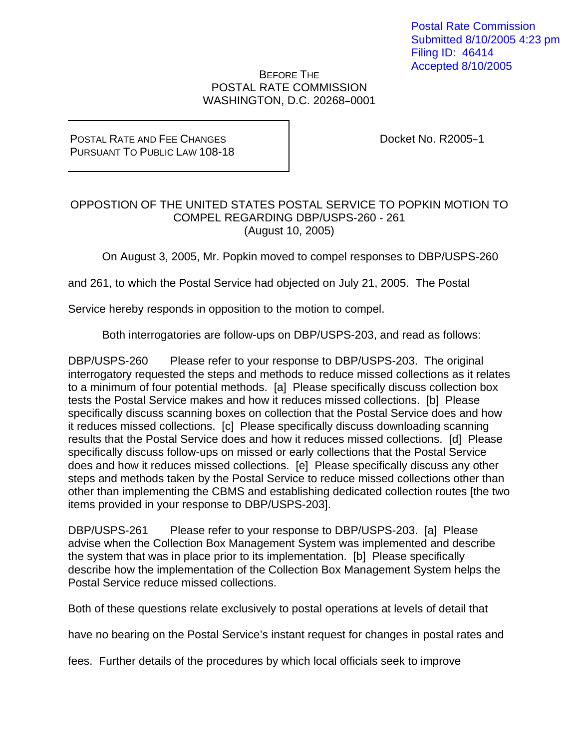Postal Rate Commission
Submitted 8/10/2005 4:23 pm
Filing ID: 46414
Accepted 8/10/2005

BEFORE THE
POSTAL RATE COMMISSION
WASHINGTON, D.C. 20268–0001

POSTAL RATE AND FEE CHANGES
PURSUANT TO PUBLIC LAW 108-18

Docket No. R2005–1

OPPOSTION OF THE UNITED STATES POSTAL SERVICE TO POPKIN MOTION TO COMPEL REGARDING DBP/USPS-260 - 261
(August 10, 2005)

On August 3, 2005, Mr. Popkin moved to compel responses to DBP/USPS-260 and 261, to which the Postal Service had objected on July 21, 2005. The Postal Service hereby responds in opposition to the motion to compel.

Both interrogatories are follow-ups on DBP/USPS-203, and read as follows:

DBP/USPS-260 Please refer to your response to DBP/USPS-203. The original interrogatory requested the steps and methods to reduce missed collections as it relates to a minimum of four potential methods. [a] Please specifically discuss collection box tests the Postal Service makes and how it reduces missed collections. [b] Please specifically discuss scanning boxes on collection that the Postal Service does and how it reduces missed collections. [c] Please specifically discuss downloading scanning results that the Postal Service does and how it reduces missed collections. [d] Please specifically discuss follow-ups on missed or early collections that the Postal Service does and how it reduces missed collections. [e] Please specifically discuss any other steps and methods taken by the Postal Service to reduce missed collections other than other than implementing the CBMS and establishing dedicated collection routes [the two items provided in your response to DBP/USPS-203].

DBP/USPS-261 Please refer to your response to DBP/USPS-203. [a] Please advise when the Collection Box Management System was implemented and describe the system that was in place prior to its implementation. [b] Please specifically describe how the implementation of the Collection Box Management System helps the Postal Service reduce missed collections.

Both of these questions relate exclusively to postal operations at levels of detail that have no bearing on the Postal Service's instant request for changes in postal rates and fees. Further details of the procedures by which local officials seek to improve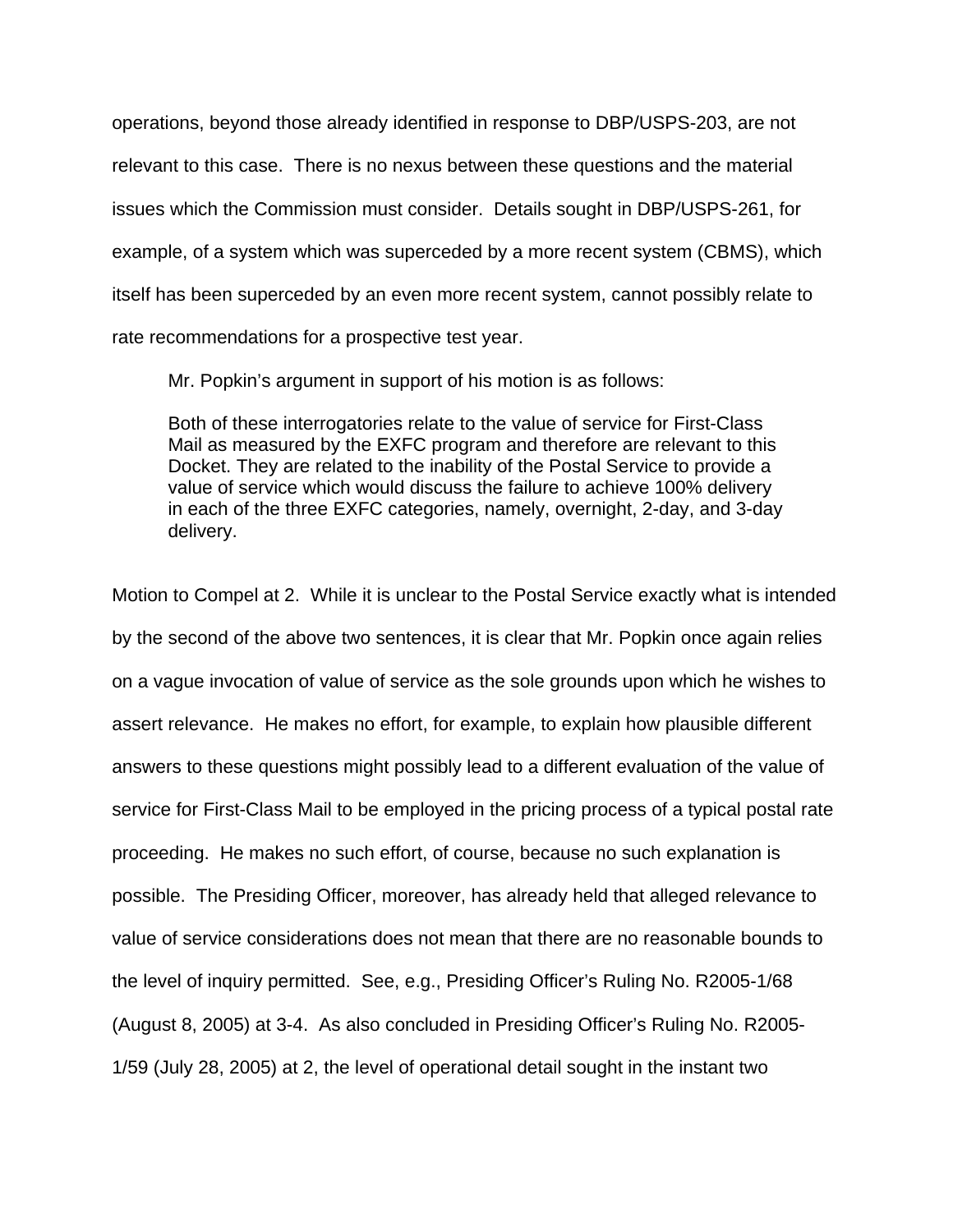operations, beyond those already identified in response to DBP/USPS-203, are not relevant to this case. There is no nexus between these questions and the material issues which the Commission must consider. Details sought in DBP/USPS-261, for example, of a system which was superceded by a more recent system (CBMS), which itself has been superceded by an even more recent system, cannot possibly relate to rate recommendations for a prospective test year.

Mr. Popkin's argument in support of his motion is as follows:

> Both of these interrogatories relate to the value of service for First-Class Mail as measured by the EXFC program and therefore are relevant to this Docket. They are related to the inability of the Postal Service to provide a value of service which would discuss the failure to achieve 100% delivery in each of the three EXFC categories, namely, overnight, 2-day, and 3-day delivery.

Motion to Compel at 2. While it is unclear to the Postal Service exactly what is intended by the second of the above two sentences, it is clear that Mr. Popkin once again relies on a vague invocation of value of service as the sole grounds upon which he wishes to assert relevance. He makes no effort, for example, to explain how plausible different answers to these questions might possibly lead to a different evaluation of the value of service for First-Class Mail to be employed in the pricing process of a typical postal rate proceeding. He makes no such effort, of course, because no such explanation is possible. The Presiding Officer, moreover, has already held that alleged relevance to value of service considerations does not mean that there are no reasonable bounds to the level of inquiry permitted. See, e.g., Presiding Officer's Ruling No. R2005-1/68 (August 8, 2005) at 3-4. As also concluded in Presiding Officer's Ruling No. R2005-1/59 (July 28, 2005) at 2, the level of operational detail sought in the instant two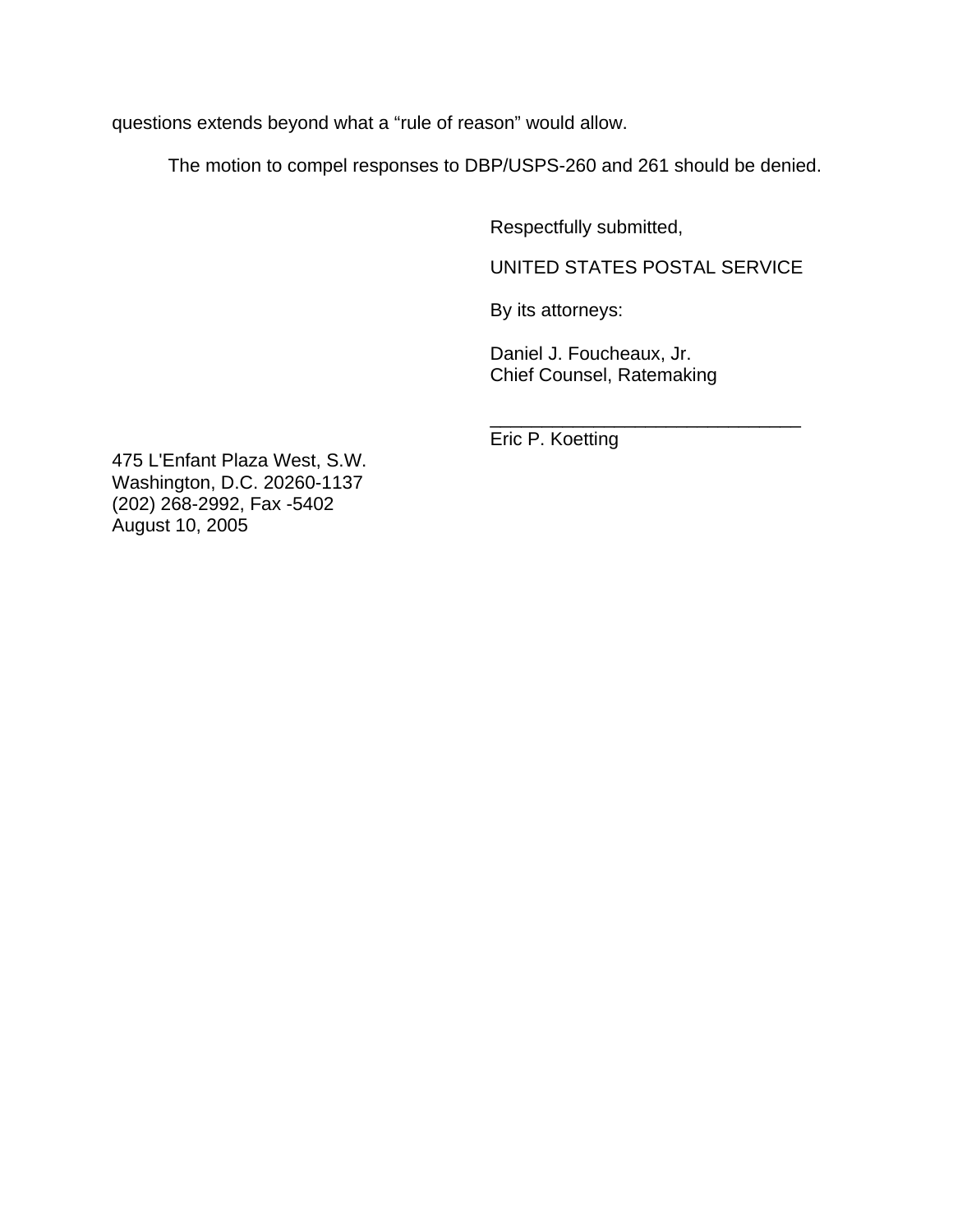questions extends beyond what a "rule of reason" would allow.

The motion to compel responses to DBP/USPS-260 and 261 should be denied.

Respectfully submitted,

UNITED STATES POSTAL SERVICE

By its attorneys:

Daniel J. Foucheaux, Jr.
Chief Counsel, Ratemaking

______________________________
Eric P. Koetting

475 L'Enfant Plaza West, S.W.
Washington, D.C. 20260-1137
(202) 268-2992, Fax -5402
August 10, 2005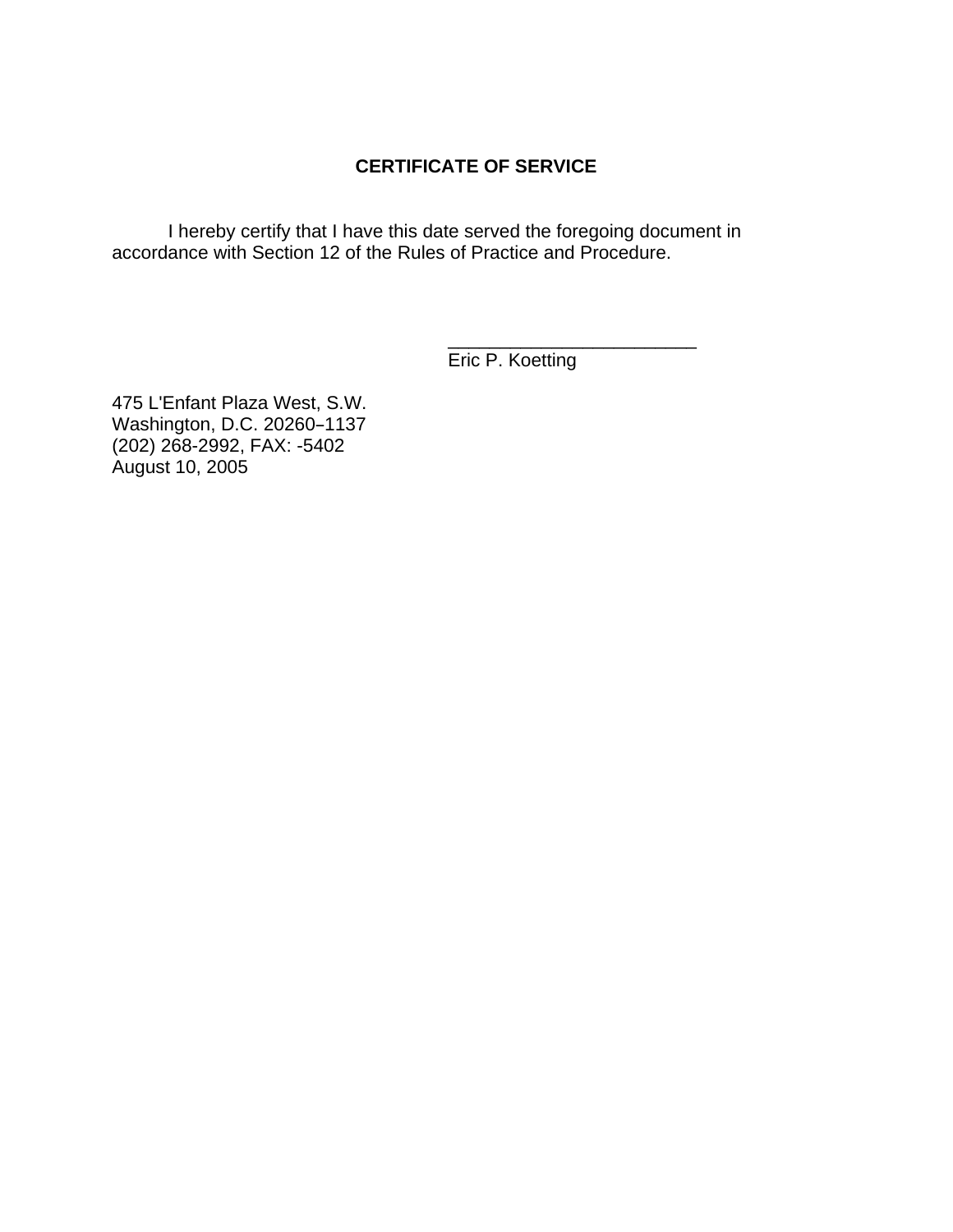**CERTIFICATE OF SERVICE**

I hereby certify that I have this date served the foregoing document in accordance with Section 12 of the Rules of Practice and Procedure.

\_\_\_\_\_\_\_\_\_\_\_\_\_\_\_\_\_\_\_\_\_\_\_\_\_\_
Eric P. Koetting

475 L'Enfant Plaza West, S.W.
Washington, D.C. 20260–1137
(202) 268-2992, FAX: -5402
August 10, 2005